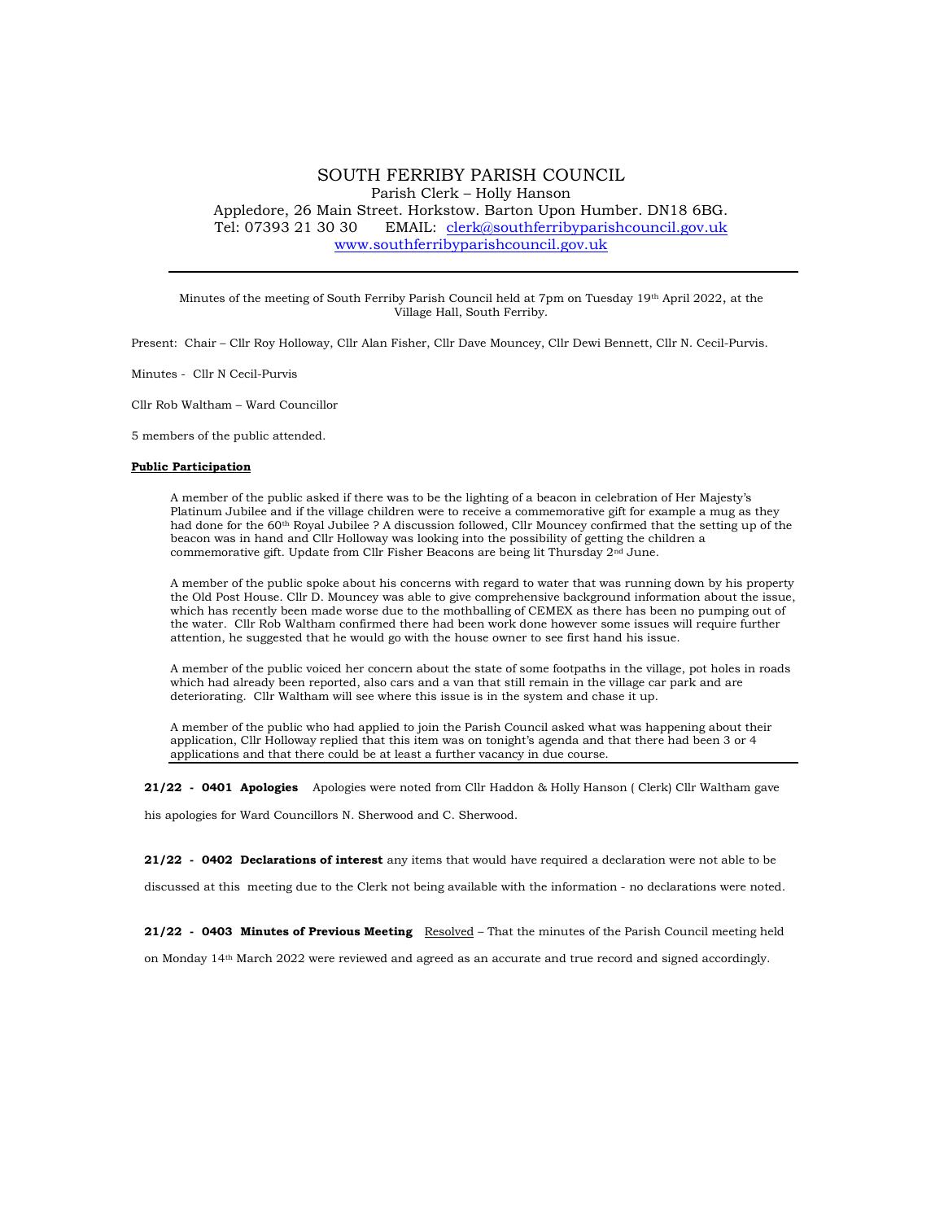# SOUTH FERRIBY PARISH COUNCIL

Parish Clerk – Holly Hanson

Appledore, 26 Main Street. Horkstow. Barton Upon Humber. DN18 6BG.

Tel: 07393 21 30 30 EMAIL: clerk@southferribyparishcouncil.gov.uk

www.southferribyparishcouncil.gov.uk

---

Minutes of the meeting of South Ferriby Parish Council held at 7pm on Tuesday 19th April 2022, at the Village Hall, South Ferriby.

Present: Chair – Cllr Roy Holloway, Cllr Alan Fisher, Cllr Dave Mouncey, Cllr Dewi Bennett, Cllr N. Cecil-Purvis.

Minutes - Cllr N Cecil-Purvis

Cllr Rob Waltham – Ward Councillor

5 members of the public attended.

**Public Participation**

A member of the public asked if there was to be the lighting of a beacon in celebration of Her Majesty's Platinum Jubilee and if the village children were to receive a commemorative gift for example a mug as they had done for the 60th Royal Jubilee ? A discussion followed, Cllr Mouncey confirmed that the setting up of the beacon was in hand and Cllr Holloway was looking into the possibility of getting the children a commemorative gift. Update from Cllr Fisher Beacons are being lit Thursday 2nd June.

A member of the public spoke about his concerns with regard to water that was running down by his property the Old Post House. Cllr D. Mouncey was able to give comprehensive background information about the issue, which has recently been made worse due to the mothballing of CEMEX as there has been no pumping out of the water. Cllr Rob Waltham confirmed there had been work done however some issues will require further attention, he suggested that he would go with the house owner to see first hand his issue.

A member of the public voiced her concern about the state of some footpaths in the village, pot holes in roads which had already been reported, also cars and a van that still remain in the village car park and are deteriorating. Cllr Waltham will see where this issue is in the system and chase it up.

A member of the public who had applied to join the Parish Council asked what was happening about their application, Cllr Holloway replied that this item was on tonight's agenda and that there had been 3 or 4 applications and that there could be at least a further vacancy in due course.

---

**21/22 - 0401 Apologies** Apologies were noted from Cllr Haddon & Holly Hanson ( Clerk) Cllr Waltham gave his apologies for Ward Councillors N. Sherwood and C. Sherwood.

**21/22 - 0402 Declarations of interest** any items that would have required a declaration were not able to be discussed at this meeting due to the Clerk not being available with the information - no declarations were noted.

**21/22 - 0403 Minutes of Previous Meeting** Resolved – That the minutes of the Parish Council meeting held on Monday 14th March 2022 were reviewed and agreed as an accurate and true record and signed accordingly.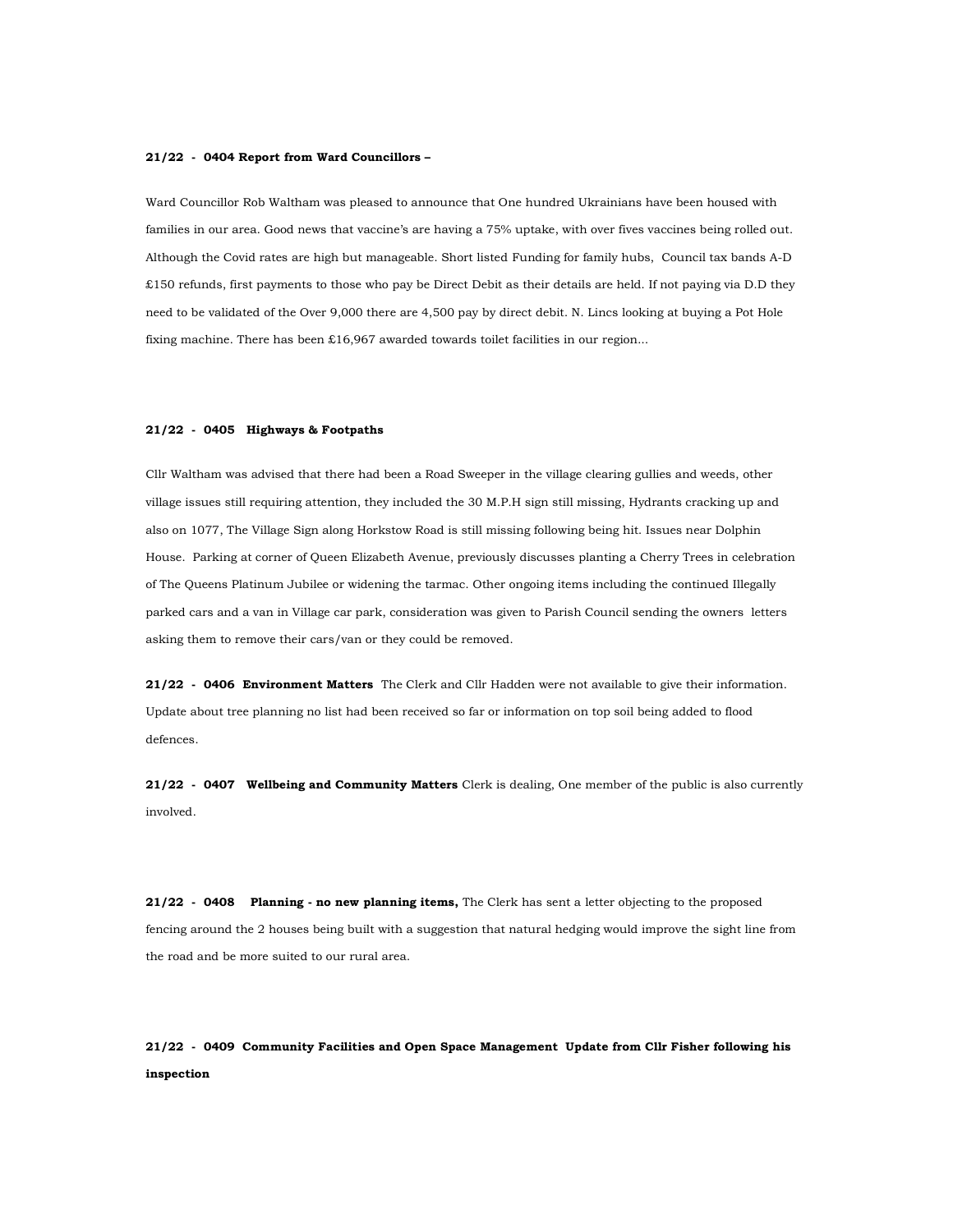**21/22 - 0404 Report from Ward Councillors –**

Ward Councillor Rob Waltham was pleased to announce that One hundred Ukrainians have been housed with families in our area. Good news that vaccine's are having a 75% uptake, with over fives vaccines being rolled out. Although the Covid rates are high but manageable. Short listed Funding for family hubs, Council tax bands A-D £150 refunds, first payments to those who pay be Direct Debit as their details are held. If not paying via D.D they need to be validated of the Over 9,000 there are 4,500 pay by direct debit. N. Lincs looking at buying a Pot Hole fixing machine. There has been £16,967 awarded towards toilet facilities in our region...

**21/22 - 0405 Highways & Footpaths**

Cllr Waltham was advised that there had been a Road Sweeper in the village clearing gullies and weeds, other village issues still requiring attention, they included the 30 M.P.H sign still missing, Hydrants cracking up and also on 1077, The Village Sign along Horkstow Road is still missing following being hit. Issues near Dolphin House. Parking at corner of Queen Elizabeth Avenue, previously discusses planting a Cherry Trees in celebration of The Queens Platinum Jubilee or widening the tarmac. Other ongoing items including the continued Illegally parked cars and a van in Village car park, consideration was given to Parish Council sending the owners letters asking them to remove their cars/van or they could be removed.

**21/22 - 0406 Environment Matters** The Clerk and Cllr Hadden were not available to give their information. Update about tree planning no list had been received so far or information on top soil being added to flood defences.

**21/22 - 0407 Wellbeing and Community Matters** Clerk is dealing, One member of the public is also currently involved.

**21/22 - 0408 Planning - no new planning items,** The Clerk has sent a letter objecting to the proposed fencing around the 2 houses being built with a suggestion that natural hedging would improve the sight line from the road and be more suited to our rural area.

**21/22 - 0409 Community Facilities and Open Space Management Update from Cllr Fisher following his inspection**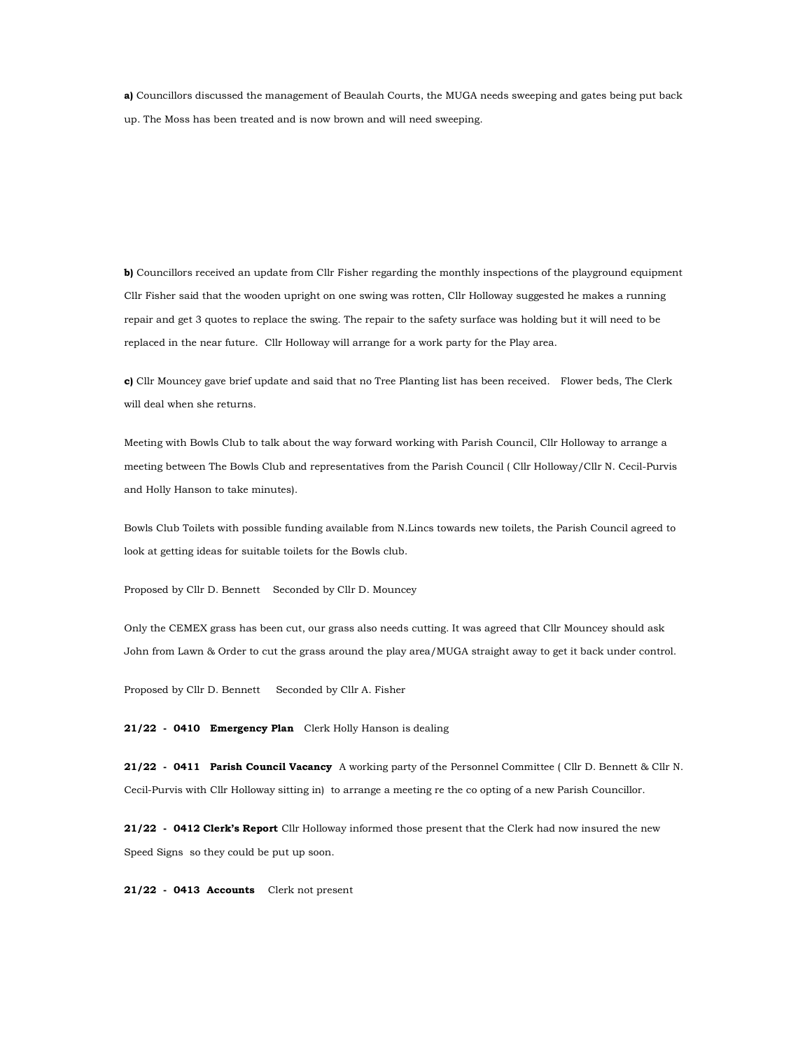**a)** Councillors discussed the management of Beaulah Courts, the MUGA needs sweeping and gates being put back up. The Moss has been treated and is now brown and will need sweeping.

**b)** Councillors received an update from Cllr Fisher regarding the monthly inspections of the playground equipment Cllr Fisher said that the wooden upright on one swing was rotten, Cllr Holloway suggested he makes a running repair and get 3 quotes to replace the swing. The repair to the safety surface was holding but it will need to be replaced in the near future. Cllr Holloway will arrange for a work party for the Play area.

**c)** Cllr Mouncey gave brief update and said that no Tree Planting list has been received. Flower beds, The Clerk will deal when she returns.

Meeting with Bowls Club to talk about the way forward working with Parish Council, Cllr Holloway to arrange a meeting between The Bowls Club and representatives from the Parish Council ( Cllr Holloway/Cllr N. Cecil-Purvis and Holly Hanson to take minutes).

Bowls Club Toilets with possible funding available from N.Lincs towards new toilets, the Parish Council agreed to look at getting ideas for suitable toilets for the Bowls club.

Proposed by Cllr D. Bennett Seconded by Cllr D. Mouncey

Only the CEMEX grass has been cut, our grass also needs cutting. It was agreed that Cllr Mouncey should ask John from Lawn & Order to cut the grass around the play area/MUGA straight away to get it back under control.

Proposed by Cllr D. Bennett Seconded by Cllr A. Fisher

**21/22 - 0410 Emergency Plan** Clerk Holly Hanson is dealing

**21/22 - 0411 Parish Council Vacancy** A working party of the Personnel Committee ( Cllr D. Bennett & Cllr N. Cecil-Purvis with Cllr Holloway sitting in) to arrange a meeting re the co opting of a new Parish Councillor.

**21/22 - 0412 Clerk's Report** Cllr Holloway informed those present that the Clerk had now insured the new Speed Signs so they could be put up soon.

**21/22 - 0413 Accounts** Clerk not present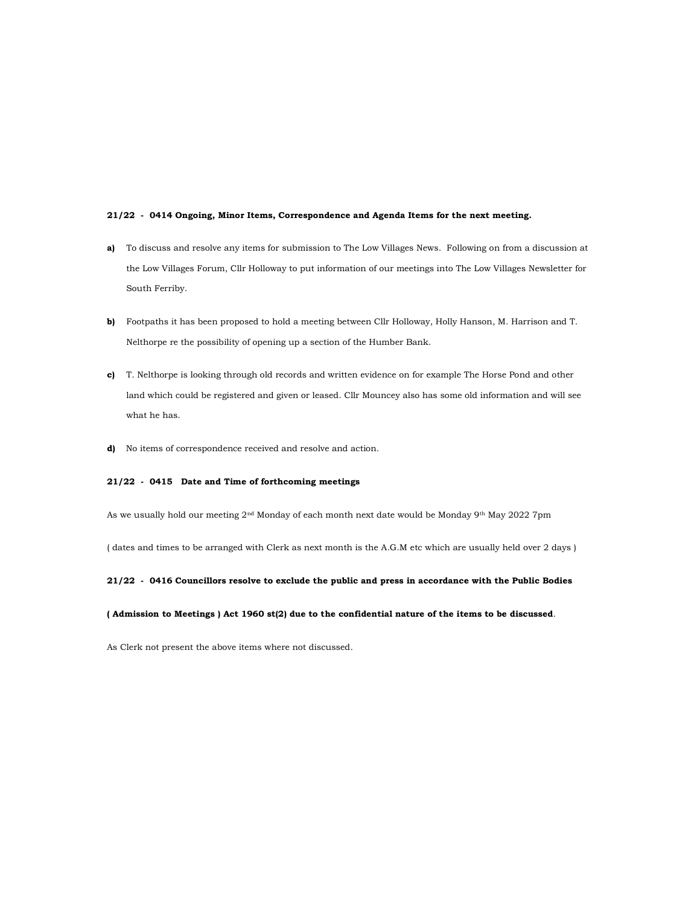**21/22 - 0414 Ongoing, Minor Items, Correspondence and Agenda Items for the next meeting.**

**a)** To discuss and resolve any items for submission to The Low Villages News. Following on from a discussion at the Low Villages Forum, Cllr Holloway to put information of our meetings into The Low Villages Newsletter for South Ferriby.

**b)** Footpaths it has been proposed to hold a meeting between Cllr Holloway, Holly Hanson, M. Harrison and T. Nelthorpe re the possibility of opening up a section of the Humber Bank.

**c)** T. Nelthorpe is looking through old records and written evidence on for example The Horse Pond and other land which could be registered and given or leased. Cllr Mouncey also has some old information and will see what he has.

**d)** No items of correspondence received and resolve and action.

**21/22 - 0415 Date and Time of forthcoming meetings**

As we usually hold our meeting 2nd Monday of each month next date would be Monday 9th May 2022 7pm

( dates and times to be arranged with Clerk as next month is the A.G.M etc which are usually held over 2 days )

**21/22 - 0416 Councillors resolve to exclude the public and press in accordance with the Public Bodies ( Admission to Meetings ) Act 1960 st(2) due to the confidential nature of the items to be discussed**.

As Clerk not present the above items where not discussed.